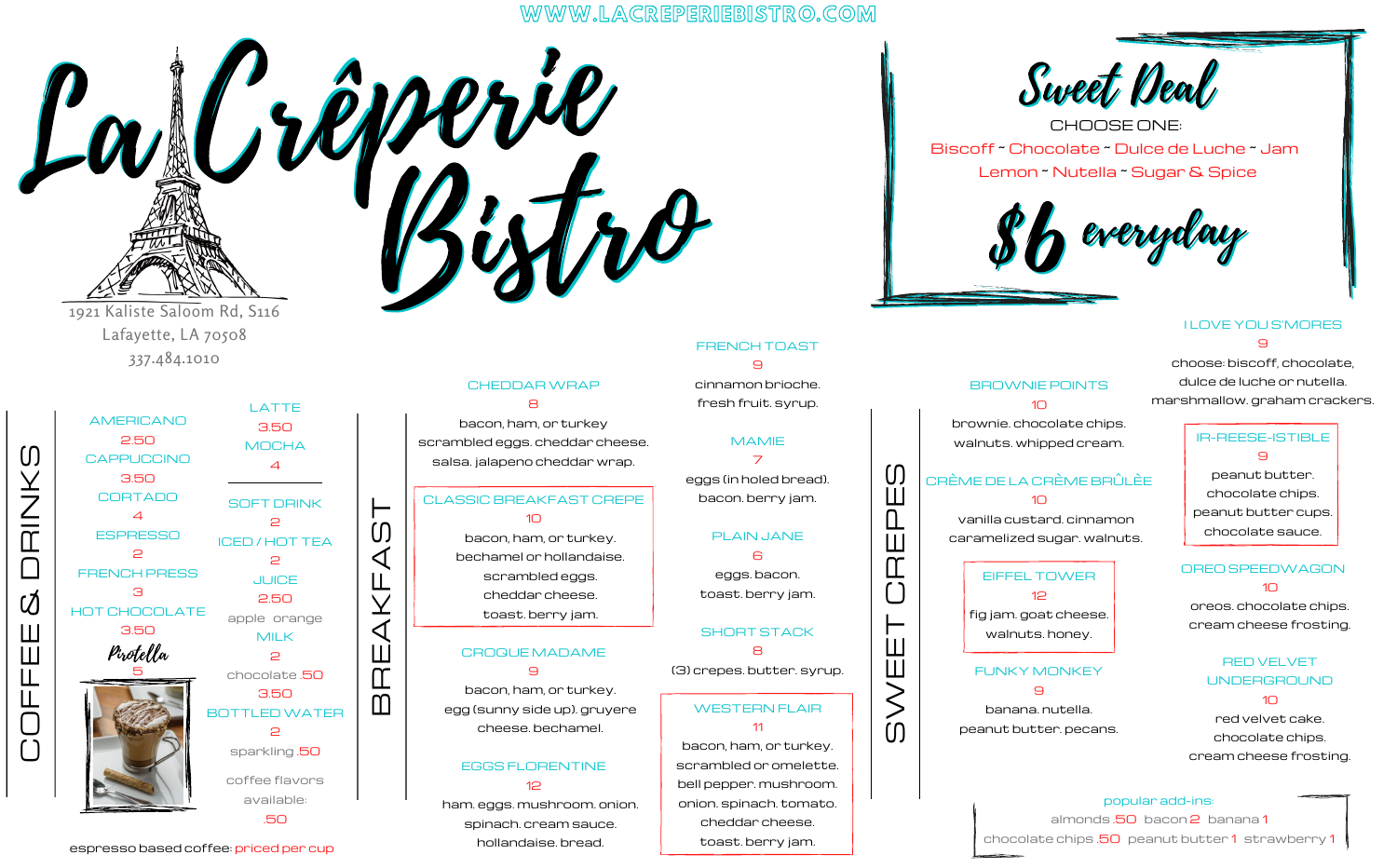WWW.LACREPERIEBISTRO.COM

# La Crêperie Bistro

1921 Kaliste Saloom Rd, S116
Lafayette, LA 70508
337.484.1010

## Sweet Deal

CHOOSE ONE:

Biscoff ~ Chocolate ~ Dulce de Luche ~ Jam
Lemon ~ Nutella ~ Sugar & Spice

**$6 everyday**

## COFFEE & DRINKS

AMERICANO
2.50

CAPPUCCINO
3.50

CORTADO
4

ESPRESSO
2

FRENCH PRESS
3

HOT CHOCOLATE
3.50

*Protella*
5

LATTE
3.50

MOCHA
4

SOFT DRINK
2

ICED / HOT TEA
2

JUICE
2.50
apple orange

MILK
2
chocolate .50
3.50

BOTTLED WATER
2
sparkling .50

coffee flavors available:
.50

espresso based coffee: priced per cup

## BREAKFAST

CHEDDAR WRAP
8
bacon, ham, or turkey
scrambled eggs. cheddar cheese.
salsa. jalapeno cheddar wrap.

CLASSIC BREAKFAST CREPE
10
bacon, ham, or turkey.
bechamel or hollandaise.
scrambled eggs.
cheddar cheese.
toast. berry jam.

CROQUE MADAME
9
bacon, ham, or turkey.
egg (sunny side up). gruyere
cheese. bechamel.

EGGS FLORENTINE
12
ham. eggs. mushroom. onion.
spinach. cream sauce.
hollandaise. bread.

FRENCH TOAST
9
cinnamon brioche.
fresh fruit. syrup.

MAMIE
7
eggs (in holed bread).
bacon. berry jam.

PLAIN JANE
6
eggs. bacon.
toast. berry jam.

SHORT STACK
8
(3) crepes. butter. syrup.

WESTERN FLAIR
11
bacon, ham, or turkey.
scrambled or omelette.
bell pepper. mushroom.
onion. spinach. tomato.
cheddar cheese.
toast. berry jam.

## SWEET CREPES

BROWNIE POINTS
10
brownie. chocolate chips.
walnuts. whipped cream.

CRÈME DE LA CRÈME BRÛLÈE
10
vanilla custard. cinnamon
caramelized sugar. walnuts.

EIFFEL TOWER
12
fig jam. goat cheese.
walnuts. honey.

FUNKY MONKEY
9
banana. nutella.
peanut butter. pecans.

I LOVE YOU S'MORES
9
choose: biscoff, chocolate,
dulce de luche or nutella.
marshmallow. graham crackers.

IR-REESE-ISTIBLE
9
peanut butter.
chocolate chips.
peanut butter cups.
chocolate sauce.

OREO SPEEDWAGON
10
oreos. chocolate chips.
cream cheese frosting.

RED VELVET UNDERGROUND
10
red velvet cake.
chocolate chips.
cream cheese frosting.

popular add-ins:
almonds .50 bacon 2 banana 1
chocolate chips .50 peanut butter 1 strawberry 1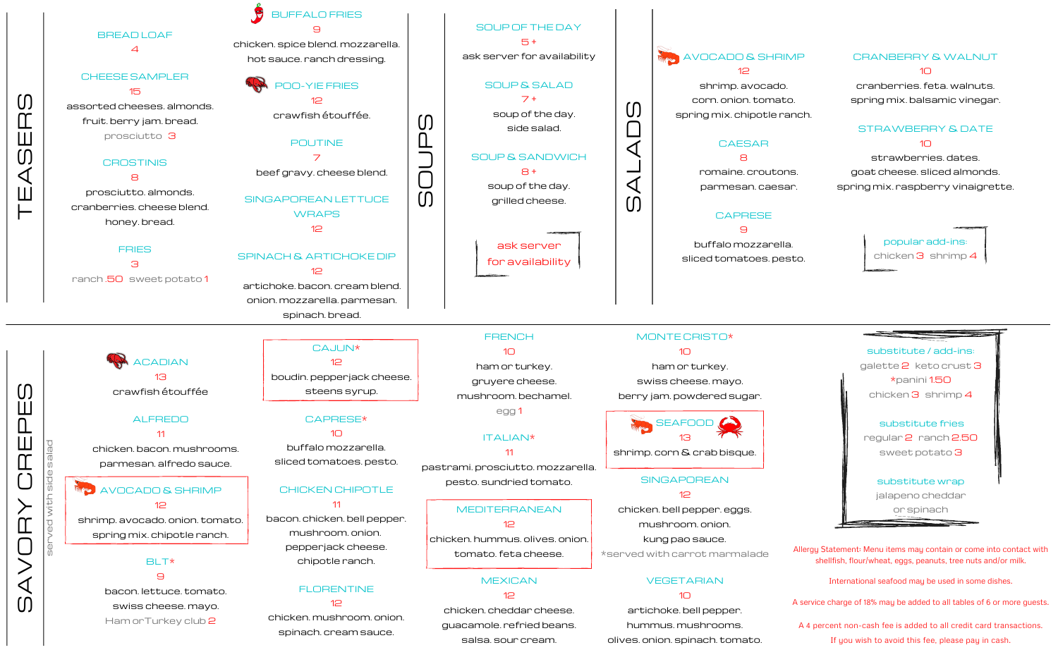# TEASERS

### BREAD LOAF
4

### CHEESE SAMPLER
15
assorted cheeses. almonds. fruit. berry jam. bread.
prosciutto 3

### CROSTINIS
8
prosciutto. almonds. cranberries. cheese blend. honey. bread.

### FRIES
3
ranch .50 sweet potato 1

### BUFFALO FRIES
9
chicken. spice blend. mozzarella. hot sauce. ranch dressing.

### POO-YIE FRIES
12
crawfish étouffée.

### POUTINE
7
beef gravy. cheese blend.

### SINGAPOREAN LETTUCE WRAPS
12

### SPINACH & ARTICHOKE DIP
12
artichoke. bacon. cream blend. onion. mozzarella. parmesan. spinach. bread.

# SOUPS

### SOUP OF THE DAY
5 +
ask server for availability

### SOUP & SALAD
7 +
soup of the day. side salad.

### SOUP & SANDWICH
8 +
soup of the day. grilled cheese.

ask server for availability

# SALADS

### AVOCADO & SHRIMP
12
shrimp. avocado. corn. onion. tomato. spring mix. chipotle ranch.

### CAESAR
8
romaine. croutons. parmesan. caesar.

### CAPRESE
9
buffalo mozzarella. sliced tomatoes. pesto.

### CRANBERRY & WALNUT
10
cranberries. feta. walnuts. spring mix. balsamic vinegar.

### STRAWBERRY & DATE
10
strawberries. dates. goat cheese. sliced almonds. spring mix. raspberry vinaigrette.

popular add-ins:
chicken 3 shrimp 4

# SAVORY CREPES

served with side salad

### ACADIAN
13
crawfish étouffée

### ALFREDO
11
chicken. bacon. mushrooms. parmesan. alfredo sauce.

### AVOCADO & SHRIMP
12
shrimp. avocado. onion. tomato. spring mix. chipotle ranch.

### BLT*
9
bacon. lettuce. tomato. swiss cheese. mayo.
Ham or Turkey club 2

### CAJUN*
12
boudin. pepperjack cheese. steens syrup.

### CAPRESE*
10
buffalo mozzarella. sliced tomatoes. pesto.

### CHICKEN CHIPOTLE
11
bacon. chicken. bell pepper. mushroom. onion. pepperjack cheese. chipotle ranch.

### FLORENTINE
12
chicken. mushroom. onion. spinach. cream sauce.

### FRENCH
10
ham or turkey. gruyere cheese. mushroom. bechamel.
egg 1

### ITALIAN*
11
pastrami. prosciutto. mozzarella. pesto. sundried tomato.

### MEDITERRANEAN
12
chicken. hummus. olives. onion. tomato. feta cheese.

### MEXICAN
12
chicken. cheddar cheese. guacamole. refried beans. salsa. sour cream.

### MONTE CRISTO*
10
ham or turkey. swiss cheese. mayo. berry jam. powdered sugar.

### SEAFOOD
13
shrimp. corn & crab bisque.

### SINGAPOREAN
12
chicken. bell pepper. eggs. mushroom. onion. kung pao sauce.
*served with carrot marmalade

### VEGETARIAN
10
artichoke. bell pepper. hummus. mushrooms. olives. onion. spinach. tomato.

substitute / add-ins:
galette 2 keto crust 3
*panini 1.50
chicken 3 shrimp 4

substitute fries
regular 2 ranch 2.50
sweet potato 3

substitute wrap
jalapeno cheddar
or spinach

Allergy Statement: Menu items may contain or come into contact with shellfish, flour/wheat, eggs, peanuts, tree nuts and/or milk.

International seafood may be used in some dishes.

A service charge of 18% may be added to all tables of 6 or more guests.

A 4 percent non-cash fee is added to all credit card transactions. If you wish to avoid this fee, please pay in cash.